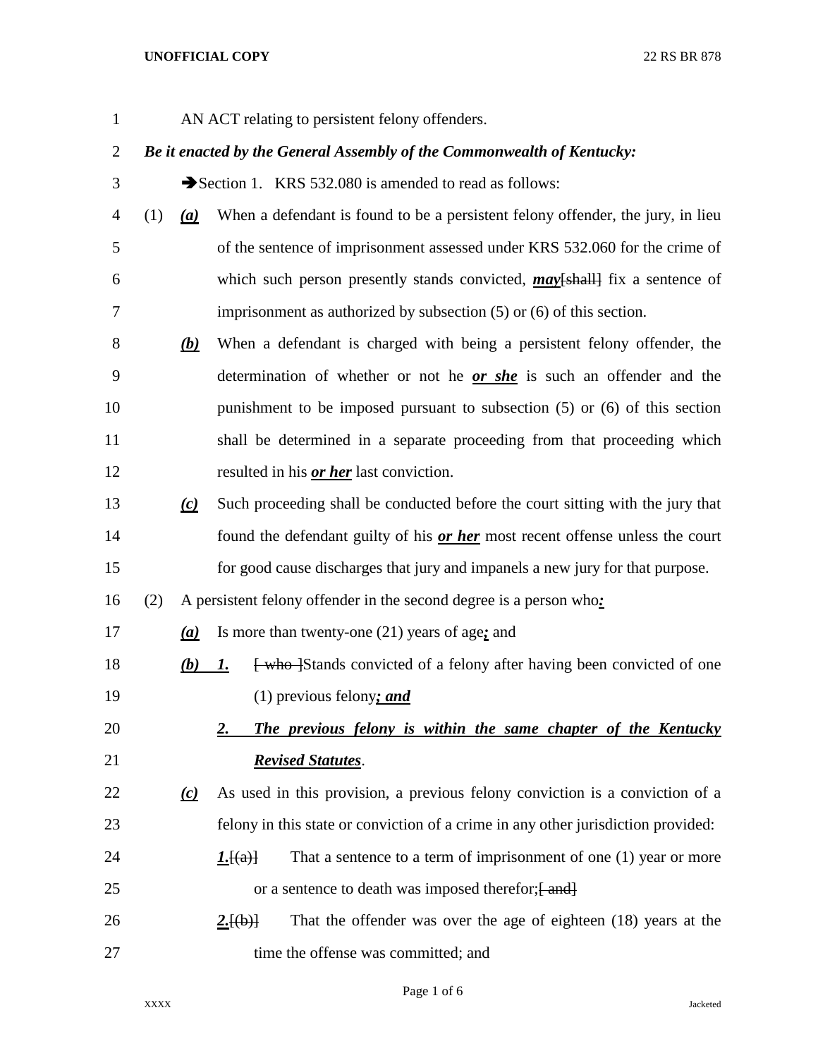AN ACT relating to persistent felony offenders.

***Be it enacted by the General Assembly of the Commonwealth of Kentucky:***

➔Section 1. KRS 532.080 is amended to read as follows:

(1) ***(a)*** When a defendant is found to be a persistent felony offender, the jury, in lieu of the sentence of imprisonment assessed under KRS 532.060 for the crime of which such person presently stands convicted, ***may***[shall] fix a sentence of imprisonment as authorized by subsection (5) or (6) of this section.

***(b)*** When a defendant is charged with being a persistent felony offender, the determination of whether or not he ***or she*** is such an offender and the punishment to be imposed pursuant to subsection (5) or (6) of this section shall be determined in a separate proceeding from that proceeding which resulted in his ***or her*** last conviction.

***(c)*** Such proceeding shall be conducted before the court sitting with the jury that found the defendant guilty of his ***or her*** most recent offense unless the court for good cause discharges that jury and impanels a new jury for that purpose.

(2) A persistent felony offender in the second degree is a person who***:***

***(a)*** Is more than twenty-one (21) years of age***;*** and

***(b)*** ***1.*** [ who ]Stands convicted of a felony after having been convicted of one (1) previous felony***; and***

***2. The previous felony is within the same chapter of the Kentucky Revised Statutes***.

***(c)*** As used in this provision, a previous felony conviction is a conviction of a felony in this state or conviction of a crime in any other jurisdiction provided:

***1.***[(a)] That a sentence to a term of imprisonment of one (1) year or more or a sentence to death was imposed therefor;[ and]

***2.***[(b)] That the offender was over the age of eighteen (18) years at the time the offense was committed; and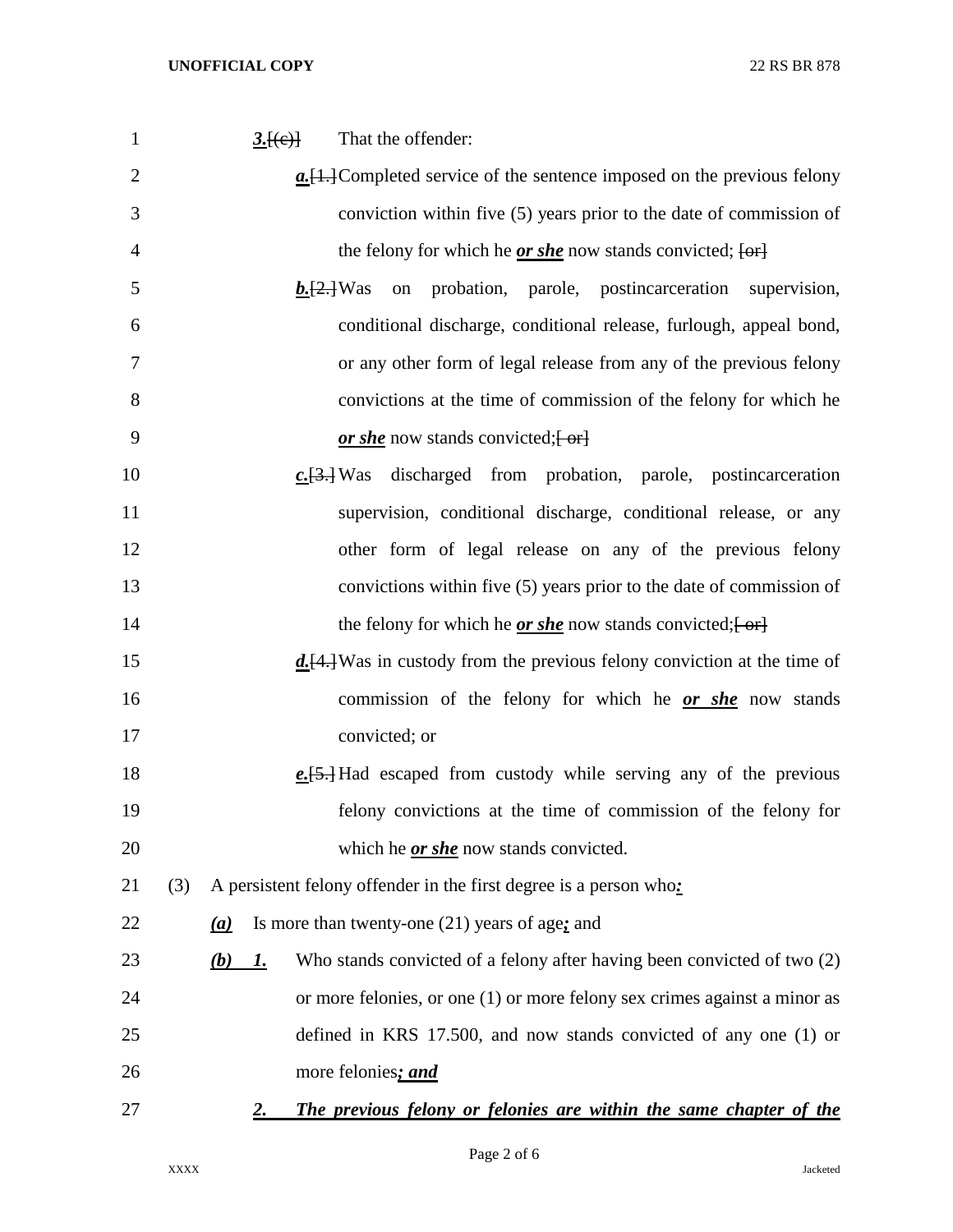***3.***~~[(c)]~~ That the offender:

***a.***~~[1.]~~Completed service of the sentence imposed on the previous felony conviction within five (5) years prior to the date of commission of the felony for which he ***or she*** now stands convicted; ~~[or]~~

***b.***~~[2.]~~Was on probation, parole, postincarceration supervision, conditional discharge, conditional release, furlough, appeal bond, or any other form of legal release from any of the previous felony convictions at the time of commission of the felony for which he ***or she*** now stands convicted;~~[ or]~~

***c.***~~[3.]~~Was discharged from probation, parole, postincarceration supervision, conditional discharge, conditional release, or any other form of legal release on any of the previous felony convictions within five (5) years prior to the date of commission of the felony for which he ***or she*** now stands convicted;~~[ or]~~

***d.***~~[4.]~~Was in custody from the previous felony conviction at the time of commission of the felony for which he ***or she*** now stands convicted; or

***e.***~~[5.]~~Had escaped from custody while serving any of the previous felony convictions at the time of commission of the felony for which he ***or she*** now stands convicted.

(3) A persistent felony offender in the first degree is a person who***:***

***(a)*** Is more than twenty-one (21) years of age***;*** and

***(b)*** ***1.*** Who stands convicted of a felony after having been convicted of two (2) or more felonies, or one (1) or more felony sex crimes against a minor as defined in KRS 17.500, and now stands convicted of any one (1) or more felonies***; and***

***2. The previous felony or felonies are within the same chapter of the***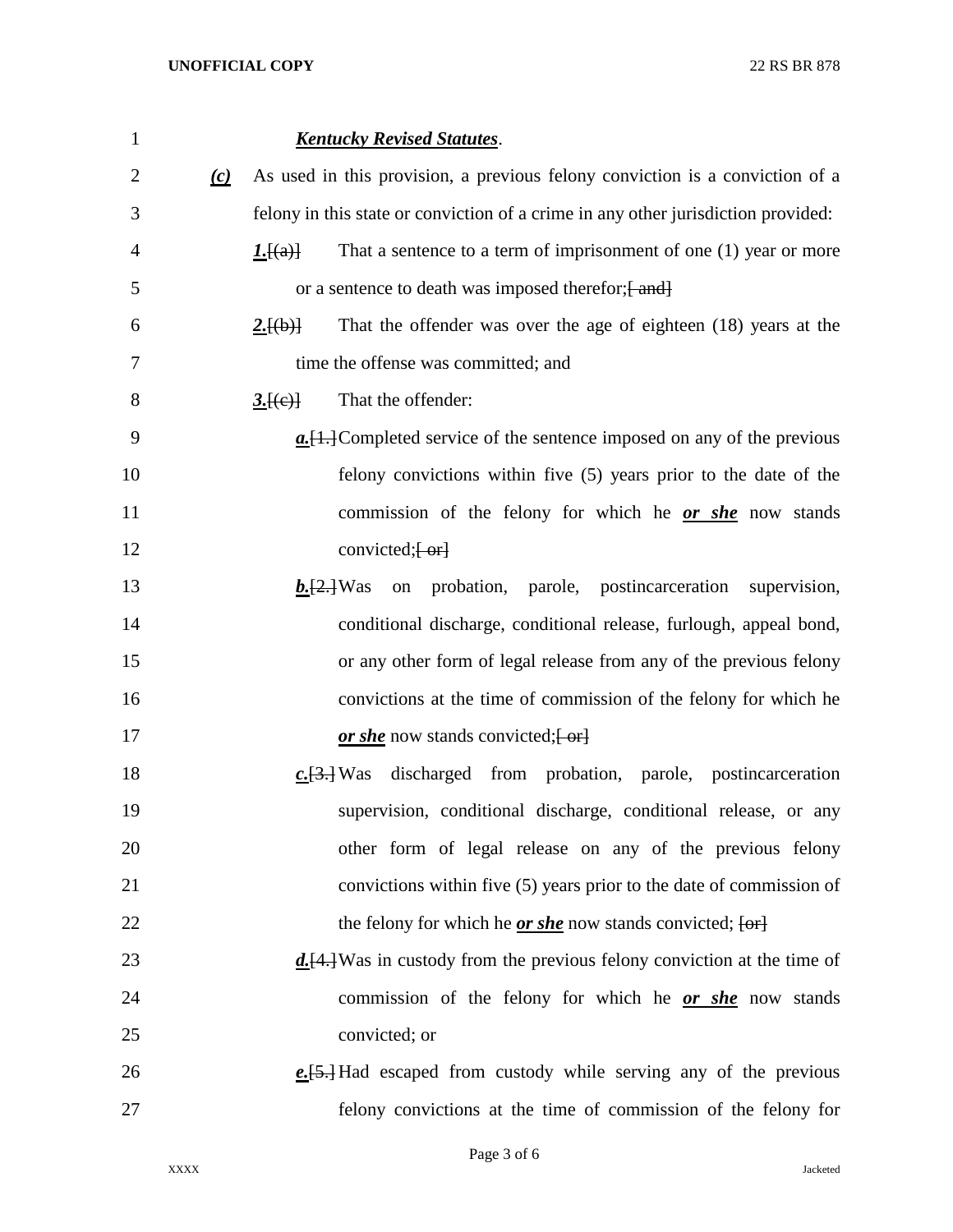***Kentucky Revised Statutes***.

***(c)*** As used in this provision, a previous felony conviction is a conviction of a felony in this state or conviction of a crime in any other jurisdiction provided:

***1.***[(a)] That a sentence to a term of imprisonment of one (1) year or more or a sentence to death was imposed therefor;[ and]

***2.***[(b)] That the offender was over the age of eighteen (18) years at the time the offense was committed; and

***3.***[(c)] That the offender:

***a.***[1.]Completed service of the sentence imposed on any of the previous felony convictions within five (5) years prior to the date of the commission of the felony for which he ***or she*** now stands convicted;[ or]

***b.***[2.]Was on probation, parole, postincarceration supervision, conditional discharge, conditional release, furlough, appeal bond, or any other form of legal release from any of the previous felony convictions at the time of commission of the felony for which he ***or she*** now stands convicted;[ or]

***c.***[3.]Was discharged from probation, parole, postincarceration supervision, conditional discharge, conditional release, or any other form of legal release on any of the previous felony convictions within five (5) years prior to the date of commission of the felony for which he ***or she*** now stands convicted; [or]

***d.***[4.]Was in custody from the previous felony conviction at the time of commission of the felony for which he ***or she*** now stands convicted; or

***e.***[5.]Had escaped from custody while serving any of the previous felony convictions at the time of commission of the felony for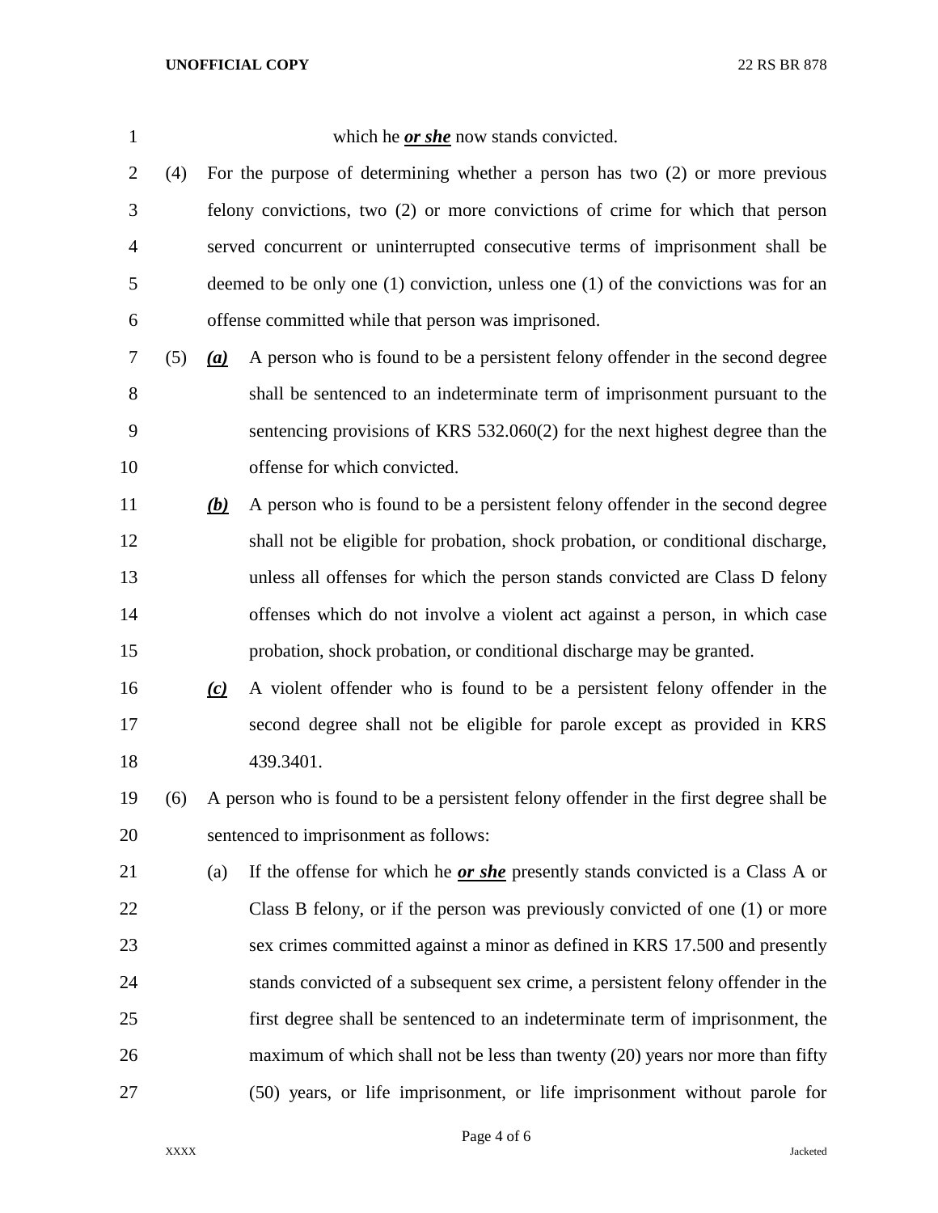which he ***or she*** now stands convicted.

(4) For the purpose of determining whether a person has two (2) or more previous felony convictions, two (2) or more convictions of crime for which that person served concurrent or uninterrupted consecutive terms of imprisonment shall be deemed to be only one (1) conviction, unless one (1) of the convictions was for an offense committed while that person was imprisoned.

(5) ***(a)*** A person who is found to be a persistent felony offender in the second degree shall be sentenced to an indeterminate term of imprisonment pursuant to the sentencing provisions of KRS 532.060(2) for the next highest degree than the offense for which convicted.

***(b)*** A person who is found to be a persistent felony offender in the second degree shall not be eligible for probation, shock probation, or conditional discharge, unless all offenses for which the person stands convicted are Class D felony offenses which do not involve a violent act against a person, in which case probation, shock probation, or conditional discharge may be granted.

***(c)*** A violent offender who is found to be a persistent felony offender in the second degree shall not be eligible for parole except as provided in KRS 439.3401.

(6) A person who is found to be a persistent felony offender in the first degree shall be sentenced to imprisonment as follows:

(a) If the offense for which he ***or she*** presently stands convicted is a Class A or Class B felony, or if the person was previously convicted of one (1) or more sex crimes committed against a minor as defined in KRS 17.500 and presently stands convicted of a subsequent sex crime, a persistent felony offender in the first degree shall be sentenced to an indeterminate term of imprisonment, the maximum of which shall not be less than twenty (20) years nor more than fifty (50) years, or life imprisonment, or life imprisonment without parole for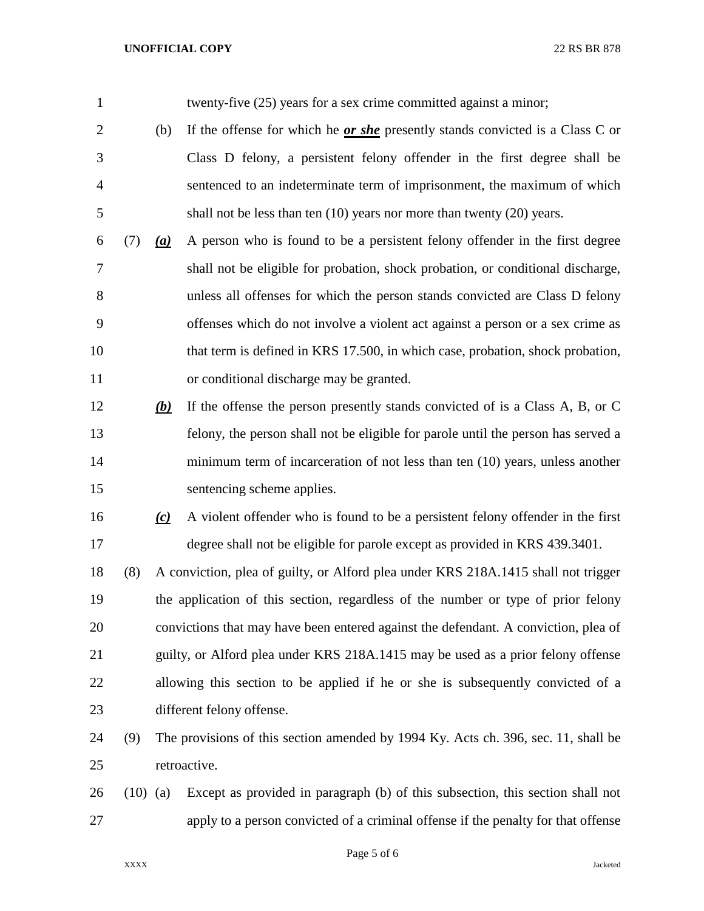twenty-five (25) years for a sex crime committed against a minor;

(b) If the offense for which he ***or she*** presently stands convicted is a Class C or Class D felony, a persistent felony offender in the first degree shall be sentenced to an indeterminate term of imprisonment, the maximum of which shall not be less than ten (10) years nor more than twenty (20) years.

(7) ***(a)*** A person who is found to be a persistent felony offender in the first degree shall not be eligible for probation, shock probation, or conditional discharge, unless all offenses for which the person stands convicted are Class D felony offenses which do not involve a violent act against a person or a sex crime as that term is defined in KRS 17.500, in which case, probation, shock probation, or conditional discharge may be granted.

***(b)*** If the offense the person presently stands convicted of is a Class A, B, or C felony, the person shall not be eligible for parole until the person has served a minimum term of incarceration of not less than ten (10) years, unless another sentencing scheme applies.

***(c)*** A violent offender who is found to be a persistent felony offender in the first degree shall not be eligible for parole except as provided in KRS 439.3401.

(8) A conviction, plea of guilty, or Alford plea under KRS 218A.1415 shall not trigger the application of this section, regardless of the number or type of prior felony convictions that may have been entered against the defendant. A conviction, plea of guilty, or Alford plea under KRS 218A.1415 may be used as a prior felony offense allowing this section to be applied if he or she is subsequently convicted of a different felony offense.

(9) The provisions of this section amended by 1994 Ky. Acts ch. 396, sec. 11, shall be retroactive.

(10) (a) Except as provided in paragraph (b) of this subsection, this section shall not apply to a person convicted of a criminal offense if the penalty for that offense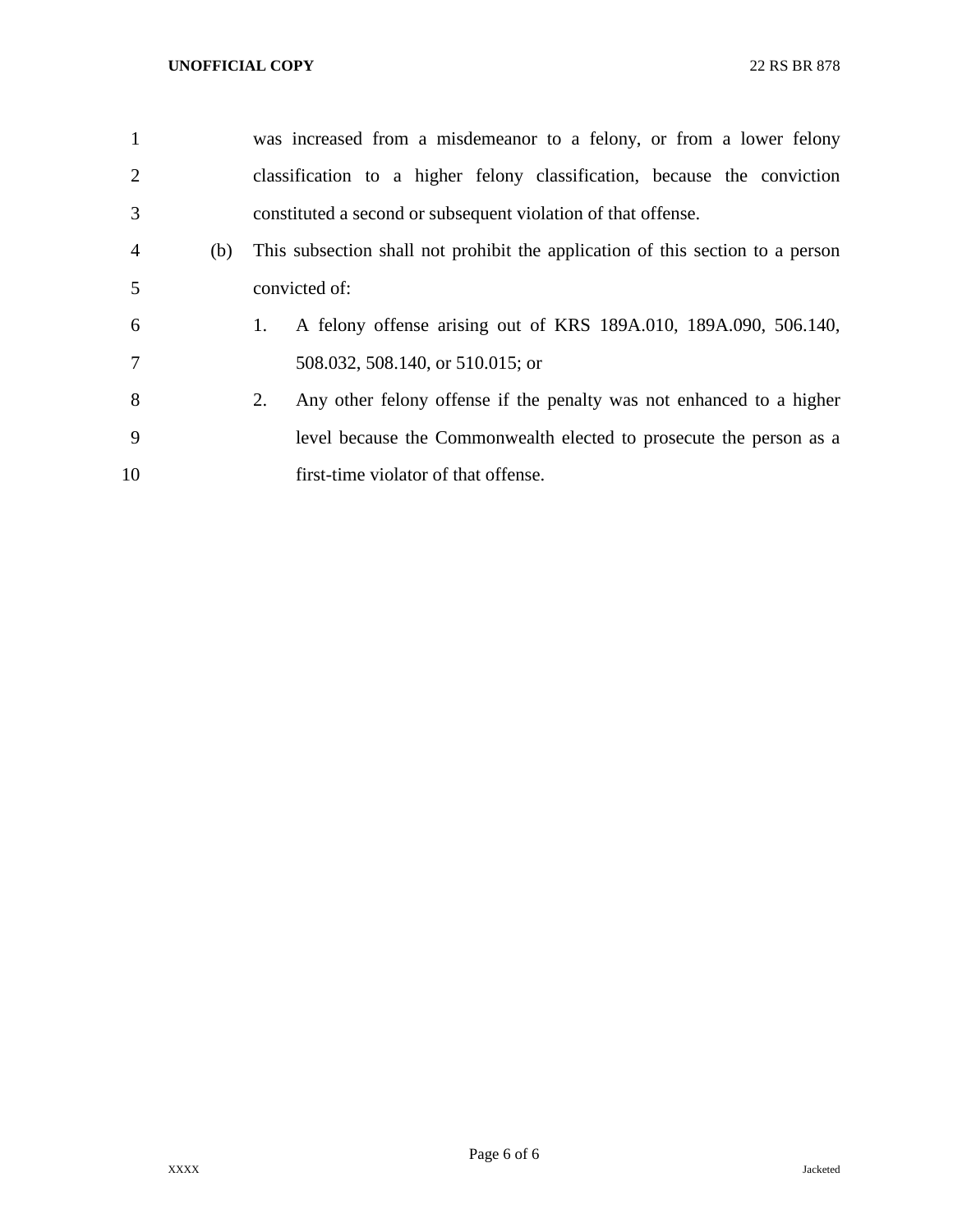was increased from a misdemeanor to a felony, or from a lower felony classification to a higher felony classification, because the conviction constituted a second or subsequent violation of that offense.

(b) This subsection shall not prohibit the application of this section to a person convicted of:

1. A felony offense arising out of KRS 189A.010, 189A.090, 506.140, 508.032, 508.140, or 510.015; or
2. Any other felony offense if the penalty was not enhanced to a higher level because the Commonwealth elected to prosecute the person as a first-time violator of that offense.